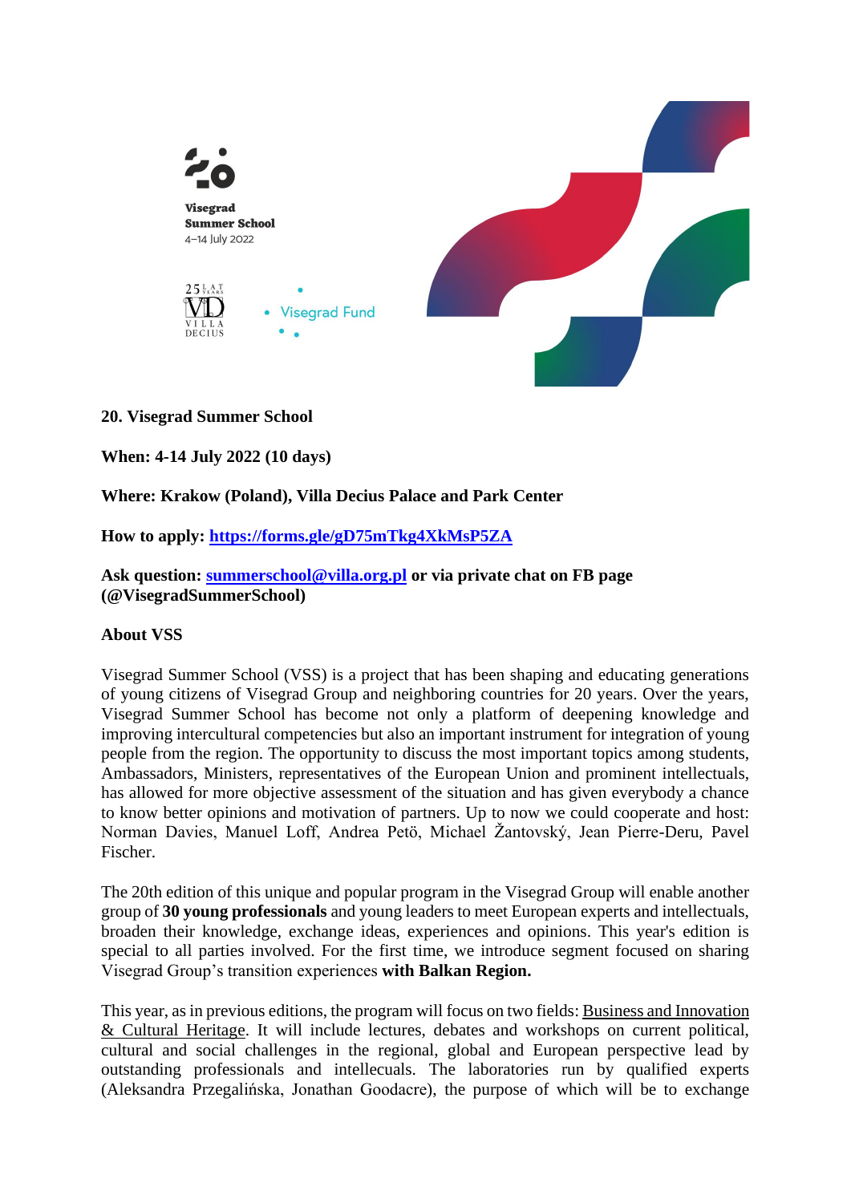Visegrad Summer School
4–14 July 2022

Visegrad Fund

**20. Visegrad Summer School**

**When: 4-14 July 2022 (10 days)**

**Where: Krakow (Poland), Villa Decius Palace and Park Center**

**How to apply: [https://forms.gle/gD75mTkg4XkMsP5ZA](https://forms.gle/gD75mTkg4XkMsP5ZA)**

**Ask question: [summerschool@villa.org.pl](mailto:summerschool@villa.org.pl) or via private chat on FB page (@VisegradSummerSchool)**

**About VSS**

Visegrad Summer School (VSS) is a project that has been shaping and educating generations of young citizens of Visegrad Group and neighboring countries for 20 years. Over the years, Visegrad Summer School has become not only a platform of deepening knowledge and improving intercultural competencies but also an important instrument for integration of young people from the region. The opportunity to discuss the most important topics among students, Ambassadors, Ministers, representatives of the European Union and prominent intellectuals, has allowed for more objective assessment of the situation and has given everybody a chance to know better opinions and motivation of partners. Up to now we could cooperate and host: Norman Davies, Manuel Loff, Andrea Petö, Michael Žantovský, Jean Pierre-Deru, Pavel Fischer.

The 20th edition of this unique and popular program in the Visegrad Group will enable another group of **30 young professionals** and young leaders to meet European experts and intellectuals, broaden their knowledge, exchange ideas, experiences and opinions. This year's edition is special to all parties involved. For the first time, we introduce segment focused on sharing Visegrad Group's transition experiences **with Balkan Region.**

This year, as in previous editions, the program will focus on two fields: Business and Innovation & Cultural Heritage. It will include lectures, debates and workshops on current political, cultural and social challenges in the regional, global and European perspective lead by outstanding professionals and intellecuals. The laboratories run by qualified experts (Aleksandra Przegalińska, Jonathan Goodacre), the purpose of which will be to exchange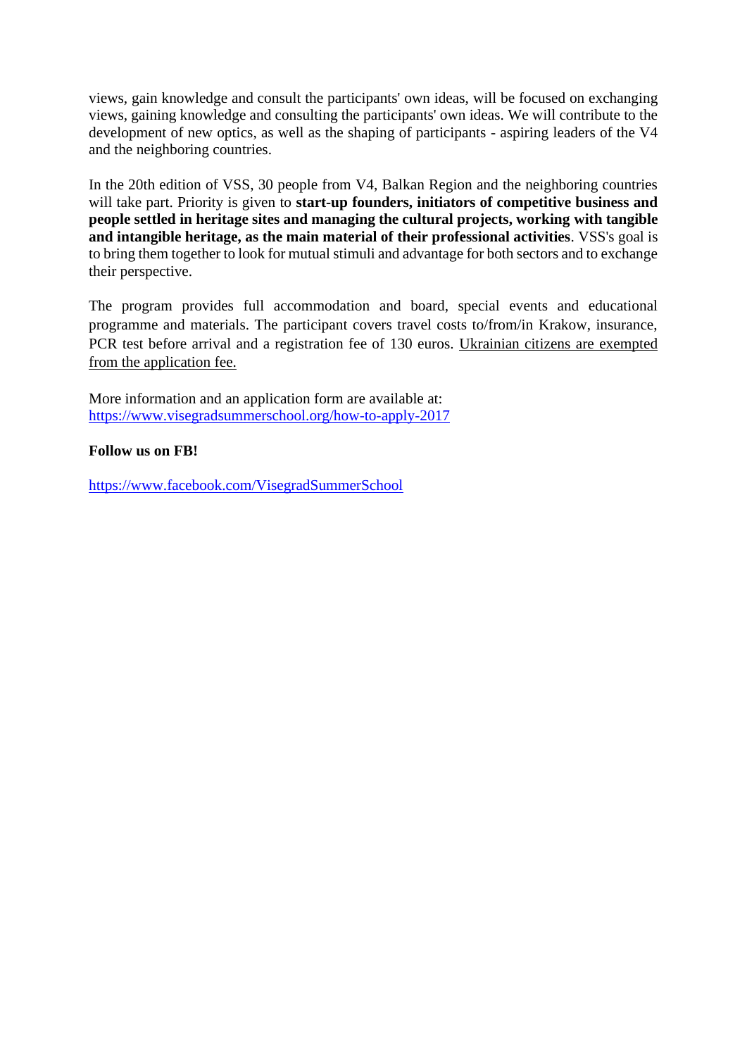views, gain knowledge and consult the participants' own ideas, will be focused on exchanging views, gaining knowledge and consulting the participants' own ideas. We will contribute to the development of new optics, as well as the shaping of participants - aspiring leaders of the V4 and the neighboring countries.

In the 20th edition of VSS, 30 people from V4, Balkan Region and the neighboring countries will take part. Priority is given to **start-up founders, initiators of competitive business and people settled in heritage sites and managing the cultural projects, working with tangible and intangible heritage, as the main material of their professional activities**. VSS's goal is to bring them together to look for mutual stimuli and advantage for both sectors and to exchange their perspective.

The program provides full accommodation and board, special events and educational programme and materials. The participant covers travel costs to/from/in Krakow, insurance, PCR test before arrival and a registration fee of 130 euros. Ukrainian citizens are exempted from the application fee.

More information and an application form are available at:
https://www.visegradsummerschool.org/how-to-apply-2017

**Follow us on FB!**

https://www.facebook.com/VisegradSummerSchool